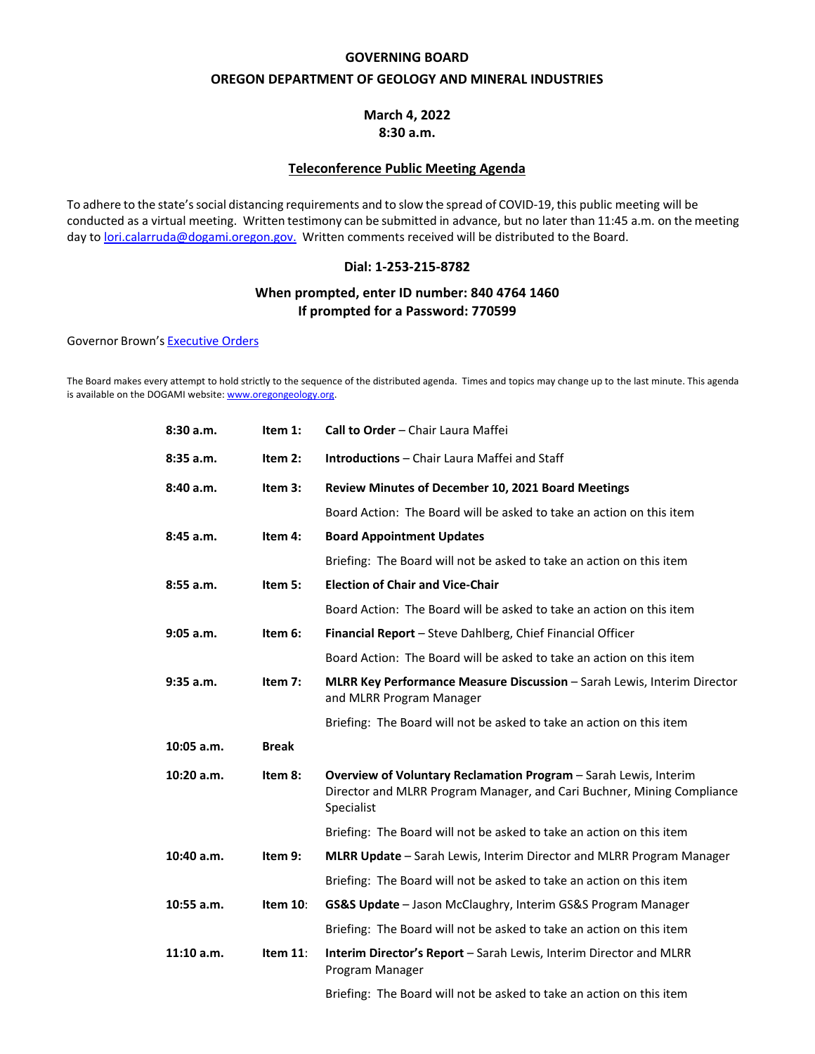# GOVERNING BOARD

## OREGON DEPARTMENT OF GEOLOGY AND MINERAL INDUSTRIES

**March 4, 2022**
**8:30 a.m.**

**Teleconference Public Meeting Agenda**

To adhere to the state's social distancing requirements and to slow the spread of COVID-19, this public meeting will be conducted as a virtual meeting. Written testimony can be submitted in advance, but no later than 11:45 a.m. on the meeting day to lori.calarruda@dogami.oregon.gov. Written comments received will be distributed to the Board.

**Dial: 1-253-215-8782**

**When prompted, enter ID number: 840 4764 1460**
**If prompted for a Password: 770599**

Governor Brown's Executive Orders

The Board makes every attempt to hold strictly to the sequence of the distributed agenda. Times and topics may change up to the last minute. This agenda is available on the DOGAMI website: www.oregongeology.org.

| | | |
|---|---|---|
| **8:30 a.m.** | **Item 1:** | **Call to Order** – Chair Laura Maffei |
| **8:35 a.m.** | **Item 2:** | **Introductions** – Chair Laura Maffei and Staff |
| **8:40 a.m.** | **Item 3:** | **Review Minutes of December 10, 2021 Board Meetings** |
| | | Board Action: The Board will be asked to take an action on this item |
| **8:45 a.m.** | **Item 4:** | **Board Appointment Updates** |
| | | Briefing: The Board will not be asked to take an action on this item |
| **8:55 a.m.** | **Item 5:** | **Election of Chair and Vice-Chair** |
| | | Board Action: The Board will be asked to take an action on this item |
| **9:05 a.m.** | **Item 6:** | **Financial Report** – Steve Dahlberg, Chief Financial Officer |
| | | Board Action: The Board will be asked to take an action on this item |
| **9:35 a.m.** | **Item 7:** | **MLRR Key Performance Measure Discussion** – Sarah Lewis, Interim Director and MLRR Program Manager |
| | | Briefing: The Board will not be asked to take an action on this item |
| **10:05 a.m.** | **Break** | |
| **10:20 a.m.** | **Item 8:** | **Overview of Voluntary Reclamation Program** – Sarah Lewis, Interim Director and MLRR Program Manager, and Cari Buchner, Mining Compliance Specialist |
| | | Briefing: The Board will not be asked to take an action on this item |
| **10:40 a.m.** | **Item 9:** | **MLRR Update** – Sarah Lewis, Interim Director and MLRR Program Manager |
| | | Briefing: The Board will not be asked to take an action on this item |
| **10:55 a.m.** | **Item 10**: | **GS&S Update** – Jason McClaughry, Interim GS&S Program Manager |
| | | Briefing: The Board will not be asked to take an action on this item |
| **11:10 a.m.** | **Item 11**: | **Interim Director's Report** – Sarah Lewis, Interim Director and MLRR Program Manager |
| | | Briefing: The Board will not be asked to take an action on this item |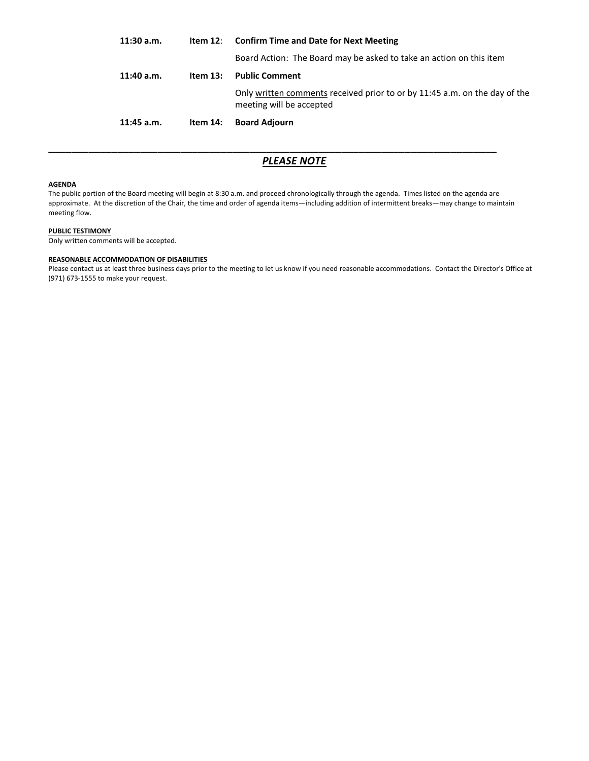| | | |
|---|---|---|
| **11:30 a.m.** | **Item 12**: | **Confirm Time and Date for Next Meeting** |
| | | Board Action: The Board may be asked to take an action on this item |
| **11:40 a.m.** | **Item 13:** | **Public Comment** |
| | | Only written comments received prior to or by 11:45 a.m. on the day of the meeting will be accepted |
| **11:45 a.m.** | **Item 14:** | **Board Adjourn** |

---

## ***PLEASE NOTE***

**AGENDA**

The public portion of the Board meeting will begin at 8:30 a.m. and proceed chronologically through the agenda. Times listed on the agenda are approximate. At the discretion of the Chair, the time and order of agenda items—including addition of intermittent breaks—may change to maintain meeting flow.

**PUBLIC TESTIMONY**

Only written comments will be accepted.

**REASONABLE ACCOMMODATION OF DISABILITIES**

Please contact us at least three business days prior to the meeting to let us know if you need reasonable accommodations. Contact the Director's Office at (971) 673-1555 to make your request.